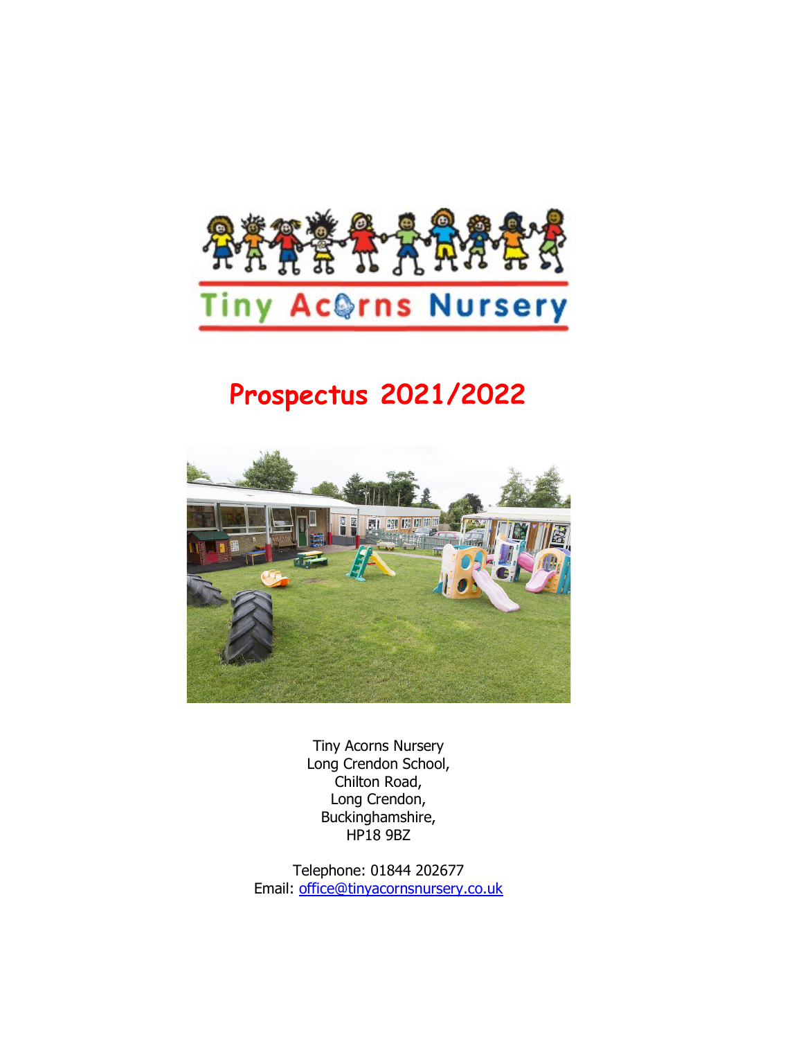# Tiny Acorns Nursery

## Prospectus 2021/2022

Tiny Acorns Nursery
Long Crendon School,
Chilton Road,
Long Crendon,
Buckinghamshire,
HP18 9BZ

Telephone: 01844 202677
Email: office@tinyacornsnursery.co.uk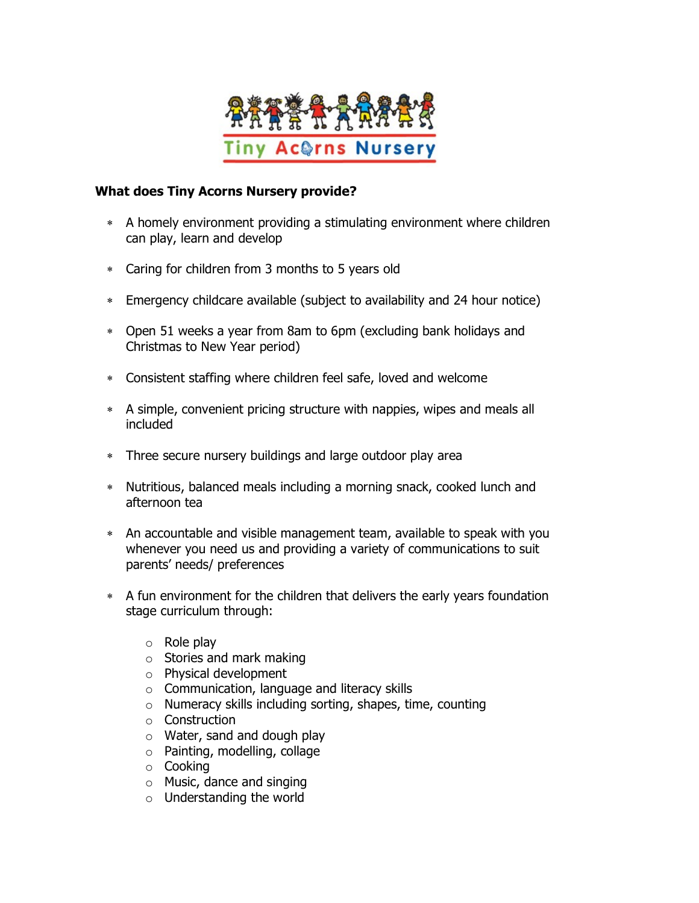Tiny Acorns Nursery

**What does Tiny Acorns Nursery provide?**

* A homely environment providing a stimulating environment where children can play, learn and develop
* Caring for children from 3 months to 5 years old
* Emergency childcare available (subject to availability and 24 hour notice)
* Open 51 weeks a year from 8am to 6pm (excluding bank holidays and Christmas to New Year period)
* Consistent staffing where children feel safe, loved and welcome
* A simple, convenient pricing structure with nappies, wipes and meals all included
* Three secure nursery buildings and large outdoor play area
* Nutritious, balanced meals including a morning snack, cooked lunch and afternoon tea
* An accountable and visible management team, available to speak with you whenever you need us and providing a variety of communications to suit parents' needs/ preferences
* A fun environment for the children that delivers the early years foundation stage curriculum through:
    - Role play
    - Stories and mark making
    - Physical development
    - Communication, language and literacy skills
    - Numeracy skills including sorting, shapes, time, counting
    - Construction
    - Water, sand and dough play
    - Painting, modelling, collage
    - Cooking
    - Music, dance and singing
    - Understanding the world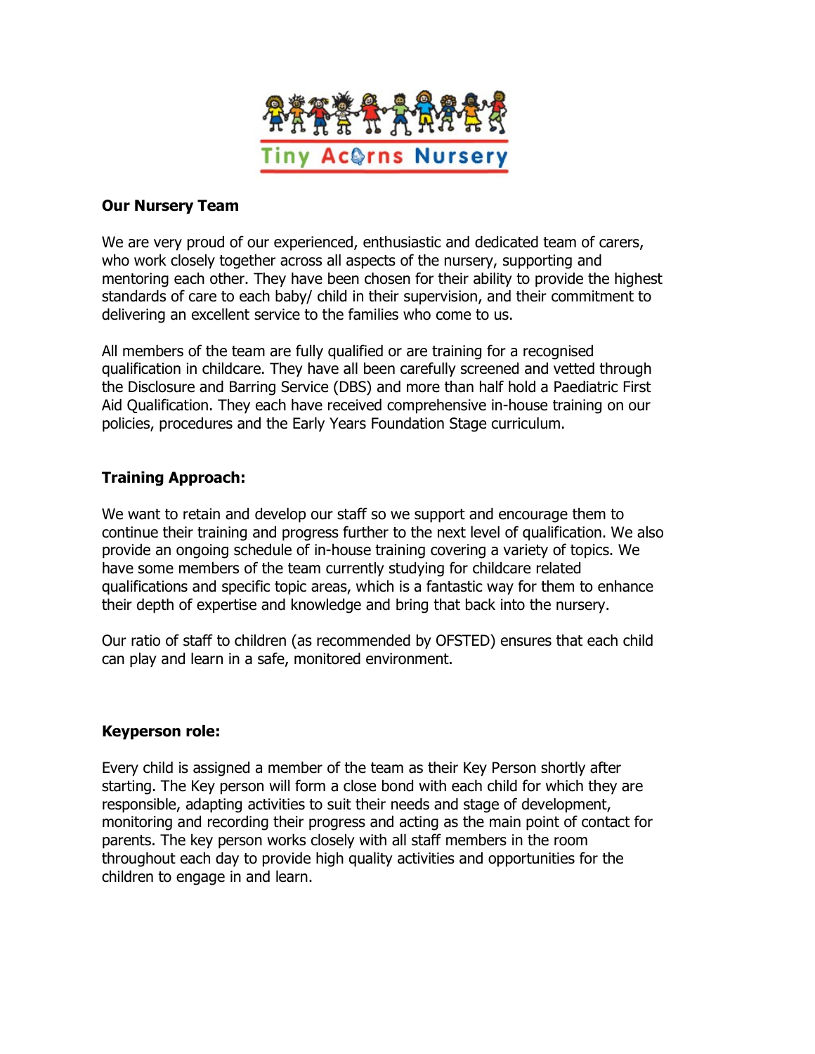## Our Nursery Team

We are very proud of our experienced, enthusiastic and dedicated team of carers, who work closely together across all aspects of the nursery, supporting and mentoring each other. They have been chosen for their ability to provide the highest standards of care to each baby/ child in their supervision, and their commitment to delivering an excellent service to the families who come to us.

All members of the team are fully qualified or are training for a recognised qualification in childcare. They have all been carefully screened and vetted through the Disclosure and Barring Service (DBS) and more than half hold a Paediatric First Aid Qualification. They each have received comprehensive in-house training on our policies, procedures and the Early Years Foundation Stage curriculum.

## Training Approach:

We want to retain and develop our staff so we support and encourage them to continue their training and progress further to the next level of qualification. We also provide an ongoing schedule of in-house training covering a variety of topics. We have some members of the team currently studying for childcare related qualifications and specific topic areas, which is a fantastic way for them to enhance their depth of expertise and knowledge and bring that back into the nursery.

Our ratio of staff to children (as recommended by OFSTED) ensures that each child can play and learn in a safe, monitored environment.

## Keyperson role:

Every child is assigned a member of the team as their Key Person shortly after starting. The Key person will form a close bond with each child for which they are responsible, adapting activities to suit their needs and stage of development, monitoring and recording their progress and acting as the main point of contact for parents. The key person works closely with all staff members in the room throughout each day to provide high quality activities and opportunities for the children to engage in and learn.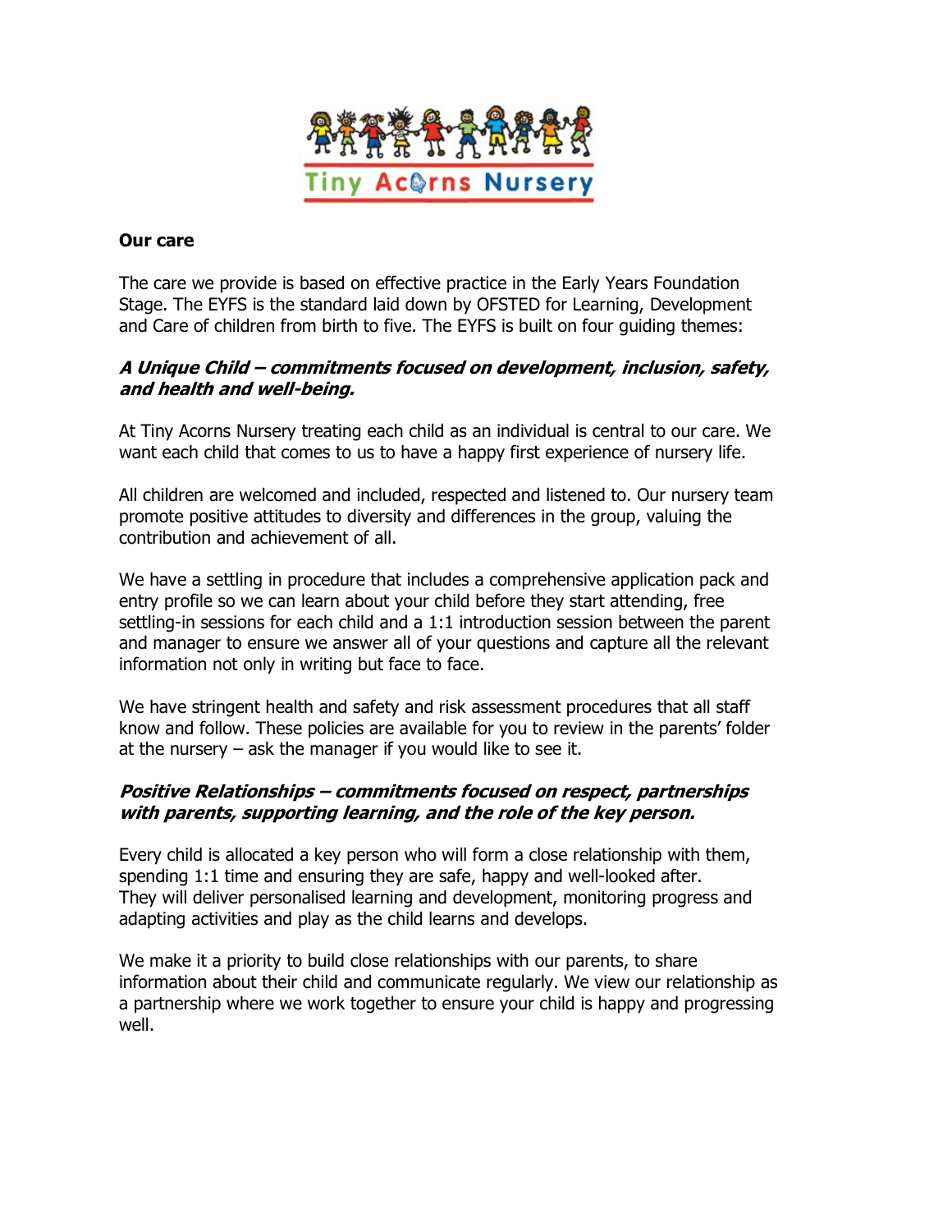**Our care**

The care we provide is based on effective practice in the Early Years Foundation Stage. The EYFS is the standard laid down by OFSTED for Learning, Development and Care of children from birth to five. The EYFS is built on four guiding themes:

***A Unique Child – commitments focused on development, inclusion, safety, and health and well-being.***

At Tiny Acorns Nursery treating each child as an individual is central to our care. We want each child that comes to us to have a happy first experience of nursery life.

All children are welcomed and included, respected and listened to. Our nursery team promote positive attitudes to diversity and differences in the group, valuing the contribution and achievement of all.

We have a settling in procedure that includes a comprehensive application pack and entry profile so we can learn about your child before they start attending, free settling-in sessions for each child and a 1:1 introduction session between the parent and manager to ensure we answer all of your questions and capture all the relevant information not only in writing but face to face.

We have stringent health and safety and risk assessment procedures that all staff know and follow. These policies are available for you to review in the parents' folder at the nursery – ask the manager if you would like to see it.

***Positive Relationships – commitments focused on respect, partnerships with parents, supporting learning, and the role of the key person.***

Every child is allocated a key person who will form a close relationship with them, spending 1:1 time and ensuring they are safe, happy and well-looked after. They will deliver personalised learning and development, monitoring progress and adapting activities and play as the child learns and develops.

We make it a priority to build close relationships with our parents, to share information about their child and communicate regularly. We view our relationship as a partnership where we work together to ensure your child is happy and progressing well.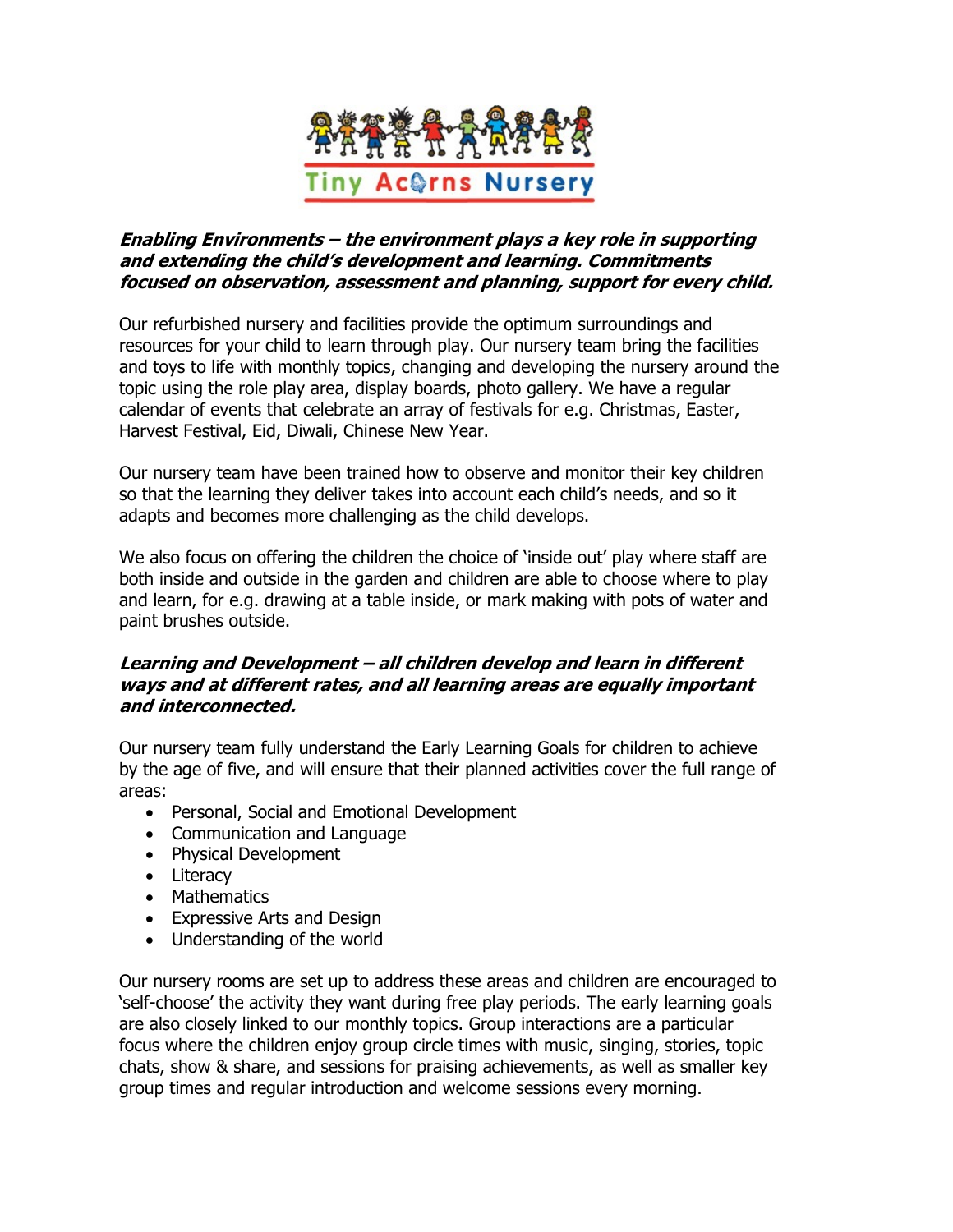***Enabling Environments – the environment plays a key role in supporting and extending the child's development and learning. Commitments focused on observation, assessment and planning, support for every child.***

Our refurbished nursery and facilities provide the optimum surroundings and resources for your child to learn through play. Our nursery team bring the facilities and toys to life with monthly topics, changing and developing the nursery around the topic using the role play area, display boards, photo gallery. We have a regular calendar of events that celebrate an array of festivals for e.g. Christmas, Easter, Harvest Festival, Eid, Diwali, Chinese New Year.

Our nursery team have been trained how to observe and monitor their key children so that the learning they deliver takes into account each child's needs, and so it adapts and becomes more challenging as the child develops.

We also focus on offering the children the choice of 'inside out' play where staff are both inside and outside in the garden and children are able to choose where to play and learn, for e.g. drawing at a table inside, or mark making with pots of water and paint brushes outside.

***Learning and Development – all children develop and learn in different ways and at different rates, and all learning areas are equally important and interconnected.***

Our nursery team fully understand the Early Learning Goals for children to achieve by the age of five, and will ensure that their planned activities cover the full range of areas:

- Personal, Social and Emotional Development
- Communication and Language
- Physical Development
- Literacy
- Mathematics
- Expressive Arts and Design
- Understanding of the world

Our nursery rooms are set up to address these areas and children are encouraged to 'self-choose' the activity they want during free play periods. The early learning goals are also closely linked to our monthly topics. Group interactions are a particular focus where the children enjoy group circle times with music, singing, stories, topic chats, show & share, and sessions for praising achievements, as well as smaller key group times and regular introduction and welcome sessions every morning.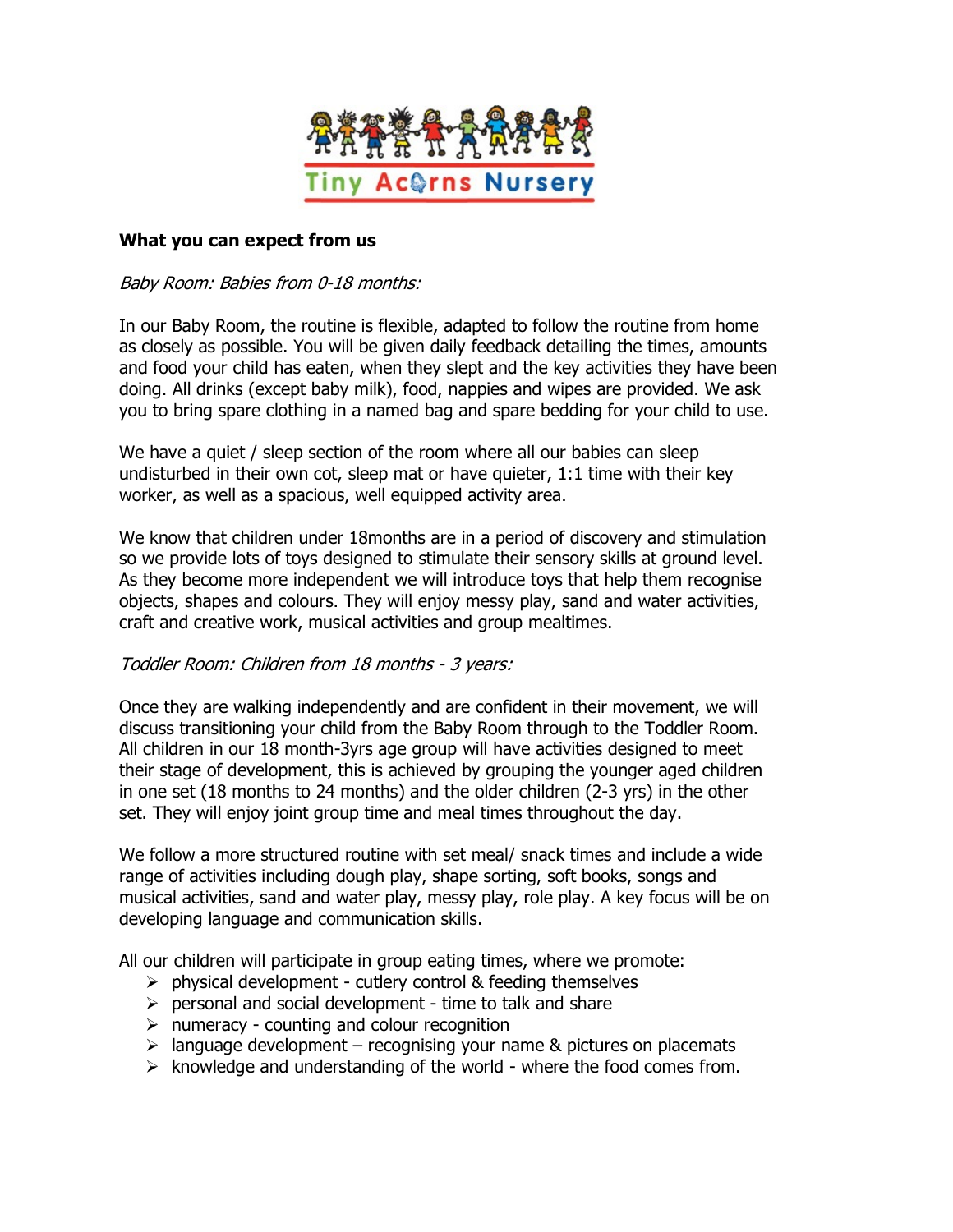**What you can expect from us**

*Baby Room: Babies from 0-18 months:*

In our Baby Room, the routine is flexible, adapted to follow the routine from home as closely as possible. You will be given daily feedback detailing the times, amounts and food your child has eaten, when they slept and the key activities they have been doing. All drinks (except baby milk), food, nappies and wipes are provided. We ask you to bring spare clothing in a named bag and spare bedding for your child to use.

We have a quiet / sleep section of the room where all our babies can sleep undisturbed in their own cot, sleep mat or have quieter, 1:1 time with their key worker, as well as a spacious, well equipped activity area.

We know that children under 18months are in a period of discovery and stimulation so we provide lots of toys designed to stimulate their sensory skills at ground level. As they become more independent we will introduce toys that help them recognise objects, shapes and colours. They will enjoy messy play, sand and water activities, craft and creative work, musical activities and group mealtimes.

*Toddler Room: Children from 18 months - 3 years:*

Once they are walking independently and are confident in their movement, we will discuss transitioning your child from the Baby Room through to the Toddler Room. All children in our 18 month-3yrs age group will have activities designed to meet their stage of development, this is achieved by grouping the younger aged children in one set (18 months to 24 months) and the older children (2-3 yrs) in the other set. They will enjoy joint group time and meal times throughout the day.

We follow a more structured routine with set meal/ snack times and include a wide range of activities including dough play, shape sorting, soft books, songs and musical activities, sand and water play, messy play, role play. A key focus will be on developing language and communication skills.

All our children will participate in group eating times, where we promote:

- physical development - cutlery control & feeding themselves
- personal and social development - time to talk and share
- numeracy - counting and colour recognition
- language development – recognising your name & pictures on placemats
- knowledge and understanding of the world - where the food comes from.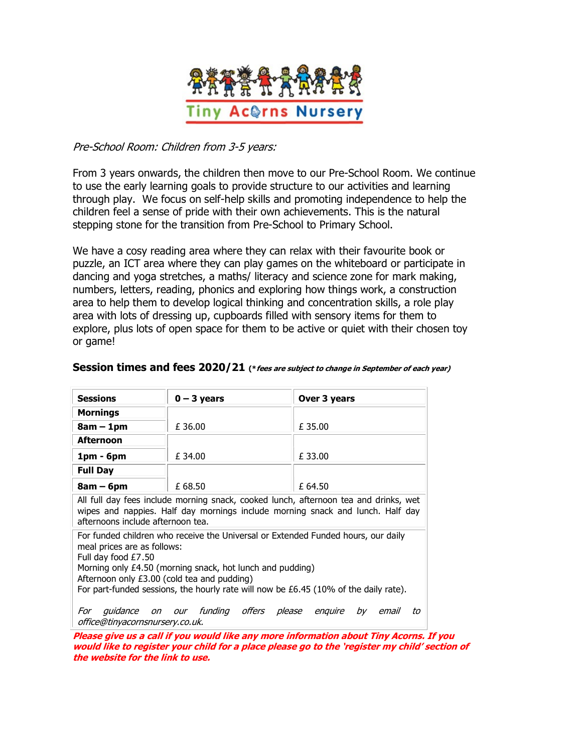Tiny Acorns Nursery

*Pre-School Room: Children from 3-5 years:*

From 3 years onwards, the children then move to our Pre-School Room. We continue to use the early learning goals to provide structure to our activities and learning through play. We focus on self-help skills and promoting independence to help the children feel a sense of pride with their own achievements. This is the natural stepping stone for the transition from Pre-School to Primary School.

We have a cosy reading area where they can relax with their favourite book or puzzle, an ICT area where they can play games on the whiteboard or participate in dancing and yoga stretches, a maths/ literacy and science zone for mark making, numbers, letters, reading, phonics and exploring how things work, a construction area to help them to develop logical thinking and concentration skills, a role play area with lots of dressing up, cupboards filled with sensory items for them to explore, plus lots of open space for them to be active or quiet with their chosen toy or game!

**Session times and fees 2020/21** (***fees are subject to change in September of each year)***

| **Sessions** | **0 – 3 years** | **Over 3 years** |
|---|---|---|
| **Mornings 8am – 1pm** | £ 36.00 | £ 35.00 |
| **Afternoon 1pm - 6pm** | £ 34.00 | £ 33.00 |
| **Full Day 8am – 6pm** | £ 68.50 | £ 64.50 |
| All full day fees include morning snack, cooked lunch, afternoon tea and drinks, wet wipes and nappies. Half day mornings include morning snack and lunch. Half day afternoons include afternoon tea. | | |
| For funded children who receive the Universal or Extended Funded hours, our daily meal prices are as follows: Full day food £7.50 Morning only £4.50 (morning snack, hot lunch and pudding) Afternoon only £3.00 (cold tea and pudding) For part-funded sessions, the hourly rate will now be £6.45 (10% of the daily rate). *For guidance on our funding offers please enquire by email to office@tinyacornsnursery.co.uk.* | | |

***Please give us a call if you would like any more information about Tiny Acorns. If you would like to register your child for a place please go to the 'register my child' section of the website for the link to use.***